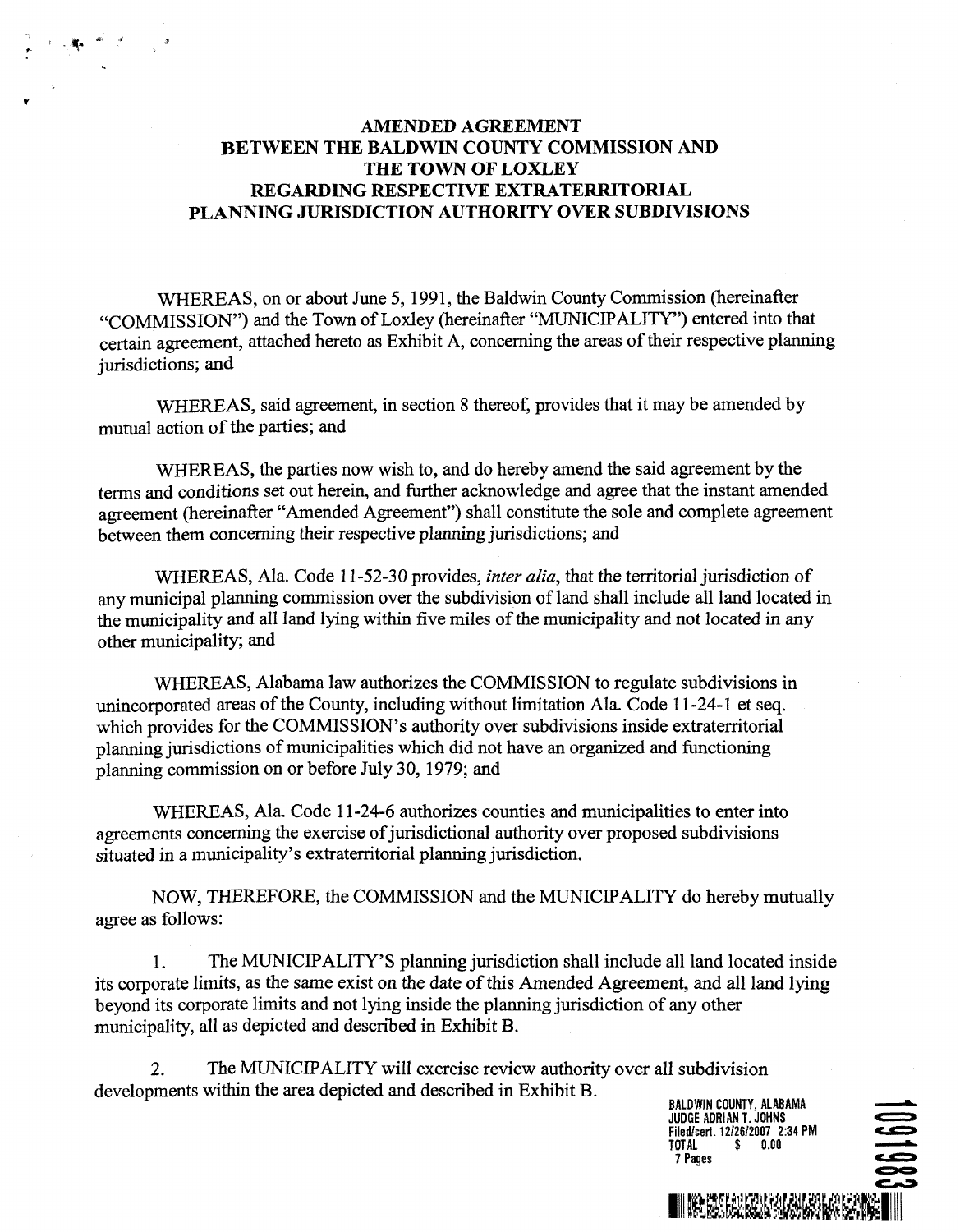# AMENDED AGREEMENT BETWEEN THE BALDWIN COUNTY COMMISSION AND THE TOWN OF LOXLEY REGARDING RESPECTIVE EXTRATERRITORIAL PLANNING JURISDICTION AUTHORITY OVER SUBDIVISIONS

WHEREAS, on or about June 5, 1991, the Baldwin County Commission (hereinafter "COMMISSION") and the Town of Loxley (hereinafter "MUNICIPALITY") entered into that certain agreement, attached hereto as Exhibit A, concerning the areas of their respective planning jurisdictions; and

WHEREAS, said agreement, in section 8 thereof, provides that it may be amended by mutual action of the parties; and

WHEREAS, the parties now wish to, and do hereby amend the said agreement by the terms and conditions set out herein, and further acknowledge and agree that the instant amended agreement (hereinafter "Amended Agreement") shall constitute the sole and complete agreement between them concerning their respective planning jurisdictions; and

WHEREAS, Ala. Code 11-52-30 provides, *inter alia*, that the territorial jurisdiction of any municipal planning commission over the subdivision of land shall include all land located in the municipality and all land lying within five miles of the municipality and not located in any other municipality; and

WHEREAS, Alabama law authorizes the COMMISSION to regulate subdivisions in unincorporated areas of the County, including without limitation Ala. Code 11-24-1 et seq. which provides for the COMMISSION's authority over subdivisions inside extraterritorial planning jurisdictions of municipalities which did not have an organized and functioning planning commission on or before July 30, 1979; and

WHEREAS, Ala. Code 11-24-6 authorizes counties and municipalities to enter into agreements concerning the exercise of jurisdictional authority over proposed subdivisions situated in a municipality's extraterritorial planning jurisdiction.

NOW, THEREFORE, the COMMISSION and the MUNICIPALITY do hereby mutually agree as follows:

1. The MUNICIPALITY'S planning jurisdiction shall include all land located inside its corporate limits, as the same exist on the date of this Amended Agreement, and all land lying beyond its corporate limits and not lying inside the planning jurisdiction of any other municipality, all as depicted and described in Exhibit B.

2. The MUNICIPALITY will exercise review authority over all subdivision developments within the area depicted and described in Exhibit B.

BALDWIN COUNTY, ALABAMA
JUDGE ADRIAN T. JOHNS
Filed/cert. 12/26/2007 2:34 PM
TOTAL $ 0.00
7 Pages

1091983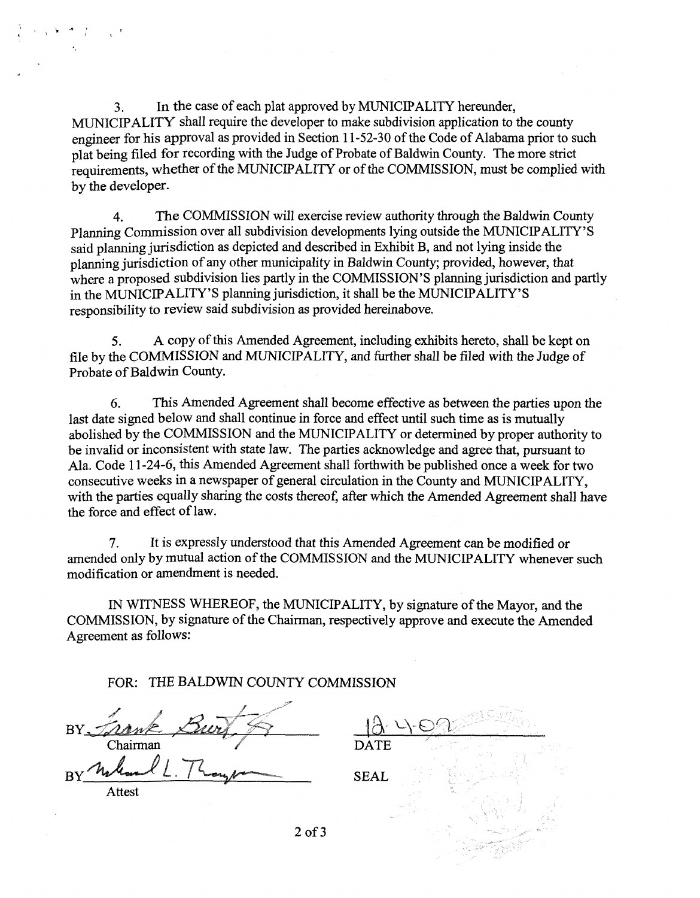3. In the case of each plat approved by MUNICIPALITY hereunder, MUNICIPALITY shall require the developer to make subdivision application to the county engineer for his approval as provided in Section 11-52-30 of the Code of Alabama prior to such plat being filed for recording with the Judge of Probate of Baldwin County. The more strict requirements, whether of the MUNICIPALITY or of the COMMISSION, must be complied with by the developer.

4. The COMMISSION will exercise review authority through the Baldwin County Planning Commission over all subdivision developments lying outside the MUNICIPALITY'S said planning jurisdiction as depicted and described in Exhibit B, and not lying inside the planning jurisdiction of any other municipality in Baldwin County; provided, however, that where a proposed subdivision lies partly in the COMMISSION'S planning jurisdiction and partly in the MUNICIPALITY'S planning jurisdiction, it shall be the MUNICIPALITY'S responsibility to review said subdivision as provided hereinabove.

5. A copy of this Amended Agreement, including exhibits hereto, shall be kept on file by the COMMISSION and MUNICIPALITY, and further shall be filed with the Judge of Probate of Baldwin County.

6. This Amended Agreement shall become effective as between the parties upon the last date signed below and shall continue in force and effect until such time as is mutually abolished by the COMMISSION and the MUNICIPALITY or determined by proper authority to be invalid or inconsistent with state law. The parties acknowledge and agree that, pursuant to Ala. Code 11-24-6, this Amended Agreement shall forthwith be published once a week for two consecutive weeks in a newspaper of general circulation in the County and MUNICIPALITY, with the parties equally sharing the costs thereof, after which the Amended Agreement shall have the force and effect of law.

7. It is expressly understood that this Amended Agreement can be modified or amended only by mutual action of the COMMISSION and the MUNICIPALITY whenever such modification or amendment is needed.

IN WITNESS WHEREOF, the MUNICIPALITY, by signature of the Mayor, and the COMMISSION, by signature of the Chairman, respectively approve and execute the Amended Agreement as follows:

FOR: THE BALDWIN COUNTY COMMISSION

BY Frank Burt, Jr.
Chairman

12-4-02
DATE

BY Michael L. Thompson
Attest

SEAL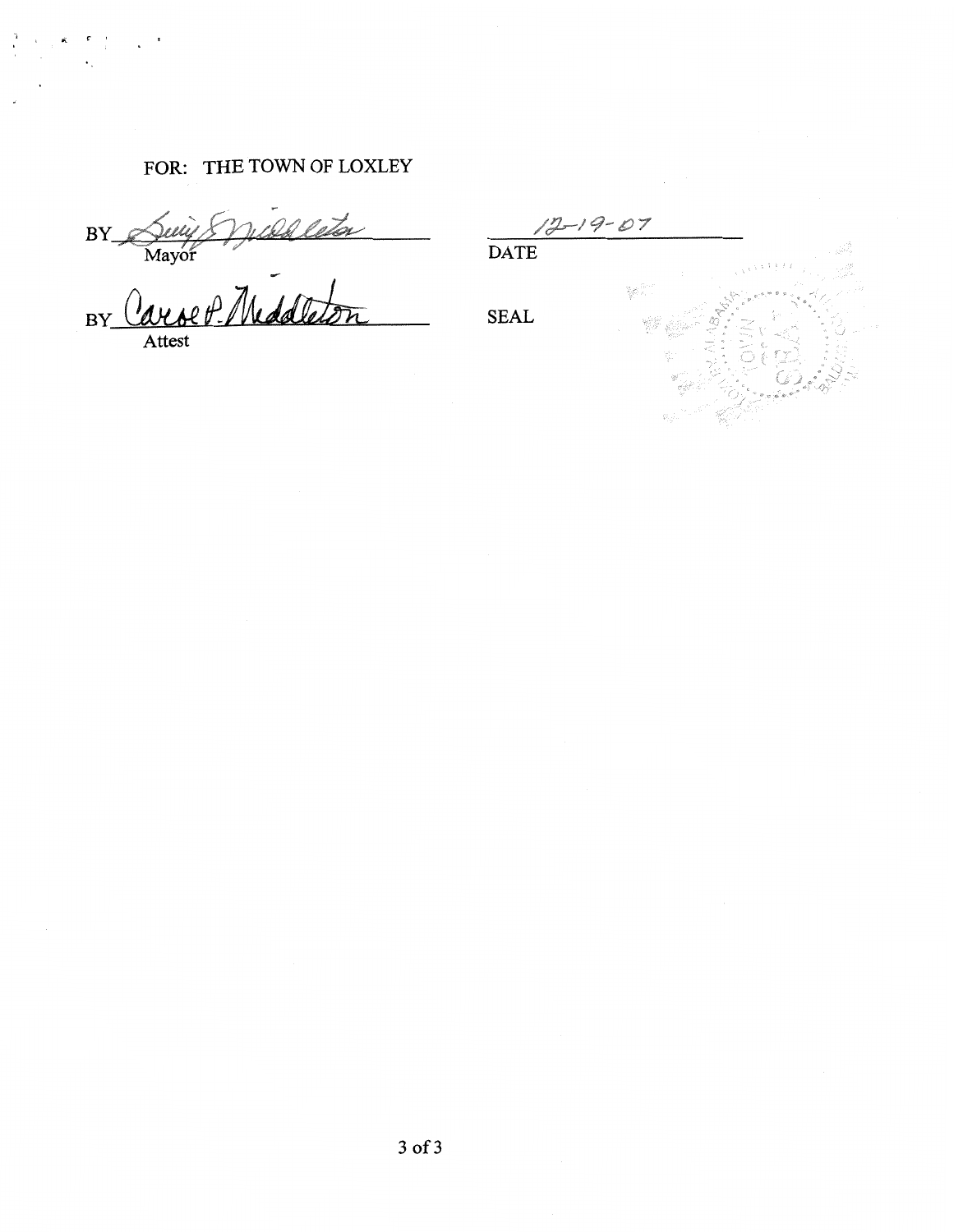FOR: THE TOWN OF LOXLEY

BY Susie E. Middleton
Mayor

BY Carol P. Middleton
Attest

12-19-07
DATE

SEAL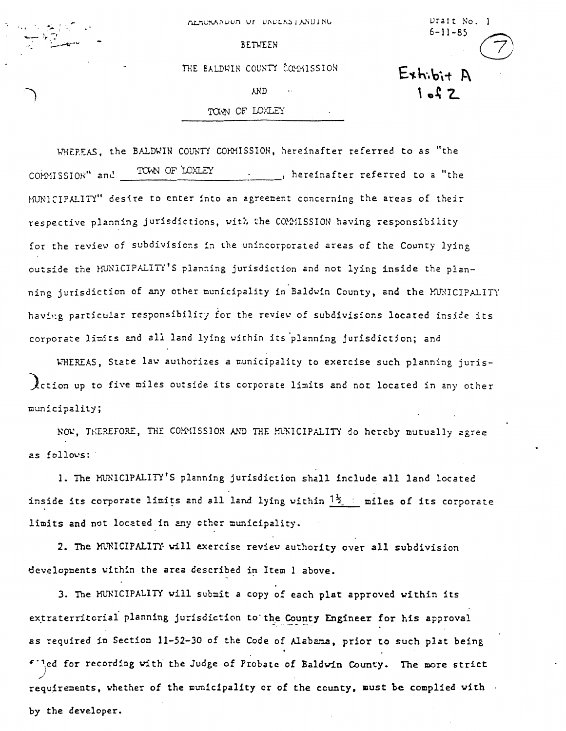MEMORANDUM OF UNDERSTANDING

Draft No. 1
6-11-85

Exhibit A
1 of 2

BETWEEN

THE BALDWIN COUNTY COMMISSION

AND

TOWN OF LOXLEY

WHEREAS, the BALDWIN COUNTY COMMISSION, hereinafter referred to as "the COMMISSION" and TOWN OF LOXLEY, hereinafter referred to a "the MUNICIPALITY" desire to enter into an agreement concerning the areas of their respective planning jurisdictions, with the COMMISSION having responsibility for the review of subdivisions in the unincorporated areas of the County lying outside the MUNICIPALITY'S planning jurisdiction and not lying inside the planning jurisdiction of any other municipality in Baldwin County, and the MUNICIPALITY having particular responsibility for the review of subdivisions located inside its corporate limits and all land lying within its planning jurisdiction; and

WHEREAS, State law authorizes a municipality to exercise such planning jurisdiction up to five miles outside its corporate limits and not located in any other municipality;

NOW, THEREFORE, THE COMMISSION AND THE MUNICIPALITY do hereby mutually agree as follows:

1. The MUNICIPALITY'S planning jurisdiction shall include all land located inside its corporate limits and all land lying within 1½ miles of its corporate limits and not located in any other municipality.

2. The MUNICIPALITY will exercise review authority over all subdivision developments within the area described in Item 1 above.

3. The MUNICIPALITY will submit a copy of each plat approved within its extraterritorial planning jurisdiction to the County Engineer for his approval as required in Section 11-52-30 of the Code of Alabama, prior to such plat being filed for recording with the Judge of Probate of Baldwin County. The more strict requirements, whether of the municipality or of the county, must be complied with by the developer.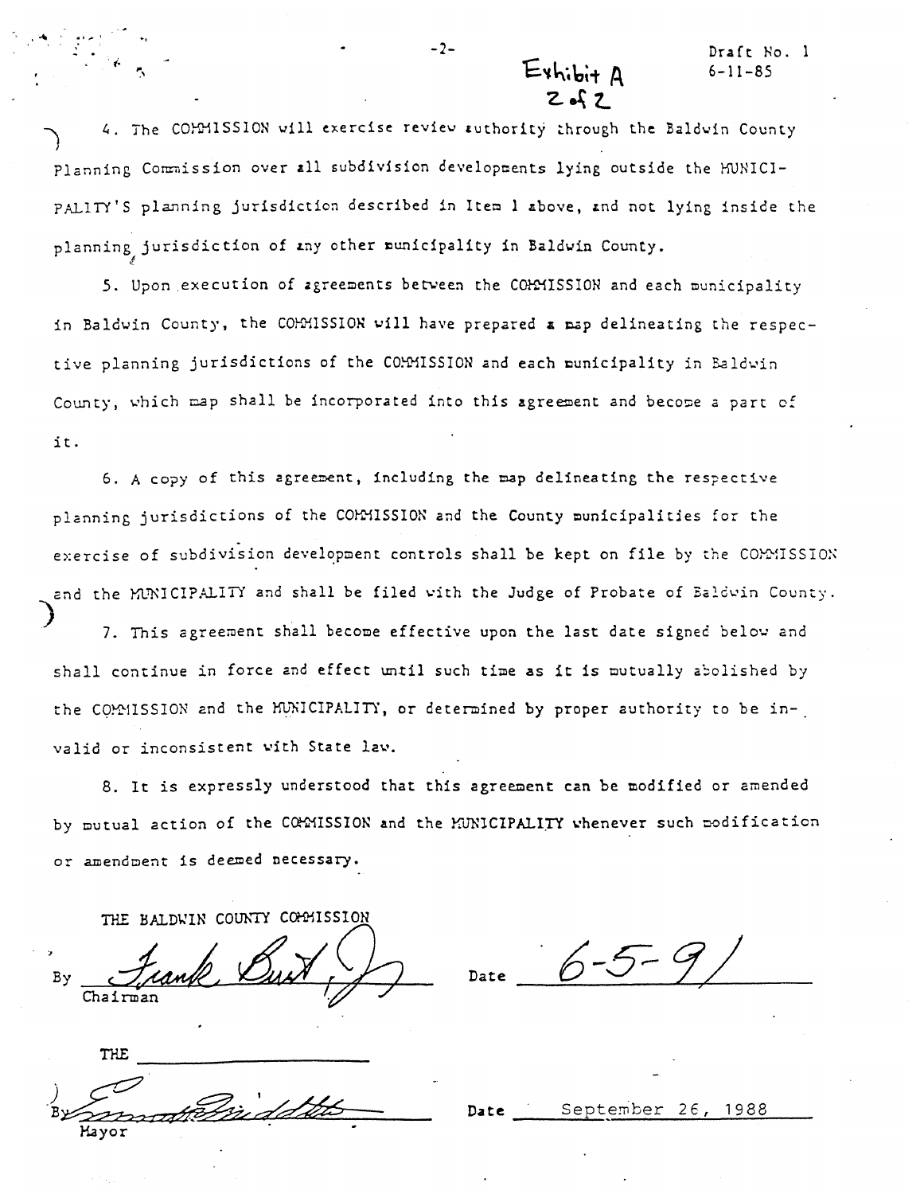Exhibit A
2 of 2

Draft No. 1
6-11-85

4. The COMMISSION will exercise review authority through the Baldwin County Planning Commission over all subdivision developments lying outside the MUNICIPALITY'S planning jurisdiction described in Item 1 above, and not lying inside the planning jurisdiction of any other municipality in Baldwin County.

5. Upon execution of agreements between the COMMISSION and each municipality in Baldwin County, the COMMISSION will have prepared a map delineating the respective planning jurisdictions of the COMMISSION and each municipality in Baldwin County, which map shall be incorporated into this agreement and become a part of it.

6. A copy of this agreement, including the map delineating the respective planning jurisdictions of the COMMISSION and the County municipalities for the exercise of subdivision development controls shall be kept on file by the COMMISSION and the MUNICIPALITY and shall be filed with the Judge of Probate of Baldwin County.

7. This agreement shall become effective upon the last date signed below and shall continue in force and effect until such time as it is mutually abolished by the COMMISSION and the MUNICIPALITY, or determined by proper authority to be invalid or inconsistent with State law.

8. It is expressly understood that this agreement can be modified or amended by mutual action of the COMMISSION and the MUNICIPALITY whenever such modification or amendment is deemed necessary.

THE BALDWIN COUNTY COMMISSION

By *Frank Burt, Jr.* Date *6-5-91*
Chairman

THE ______________________

By *[signature]* Date September 26, 1988
Mayor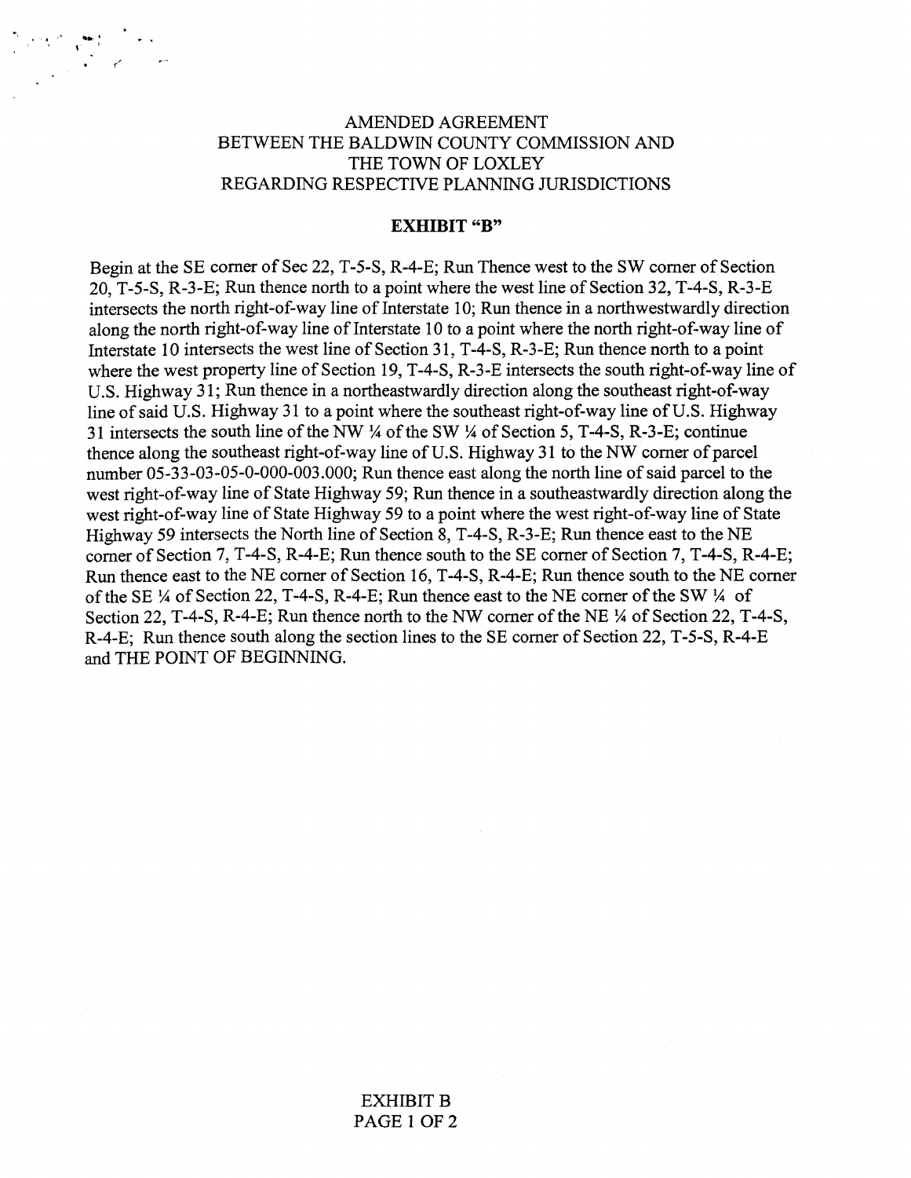# AMENDED AGREEMENT BETWEEN THE BALDWIN COUNTY COMMISSION AND THE TOWN OF LOXLEY REGARDING RESPECTIVE PLANNING JURISDICTIONS

## EXHIBIT "B"

Begin at the SE corner of Sec 22, T-5-S, R-4-E; Run Thence west to the SW corner of Section 20, T-5-S, R-3-E; Run thence north to a point where the west line of Section 32, T-4-S, R-3-E intersects the north right-of-way line of Interstate 10; Run thence in a northwestwardly direction along the north right-of-way line of Interstate 10 to a point where the north right-of-way line of Interstate 10 intersects the west line of Section 31, T-4-S, R-3-E; Run thence north to a point where the west property line of Section 19, T-4-S, R-3-E intersects the south right-of-way line of U.S. Highway 31; Run thence in a northeastwardly direction along the southeast right-of-way line of said U.S. Highway 31 to a point where the southeast right-of-way line of U.S. Highway 31 intersects the south line of the NW ¼ of the SW ¼ of Section 5, T-4-S, R-3-E; continue thence along the southeast right-of-way line of U.S. Highway 31 to the NW corner of parcel number 05-33-03-05-0-000-003.000; Run thence east along the north line of said parcel to the west right-of-way line of State Highway 59; Run thence in a southeastwardly direction along the west right-of-way line of State Highway 59 to a point where the west right-of-way line of State Highway 59 intersects the North line of Section 8, T-4-S, R-3-E; Run thence east to the NE corner of Section 7, T-4-S, R-4-E; Run thence south to the SE corner of Section 7, T-4-S, R-4-E; Run thence east to the NE corner of Section 16, T-4-S, R-4-E; Run thence south to the NE corner of the SE ¼ of Section 22, T-4-S, R-4-E; Run thence east to the NE corner of the SW ¼ of Section 22, T-4-S, R-4-E; Run thence north to the NW corner of the NE ¼ of Section 22, T-4-S, R-4-E; Run thence south along the section lines to the SE corner of Section 22, T-5-S, R-4-E and THE POINT OF BEGINNING.

EXHIBIT B
PAGE 1 OF 2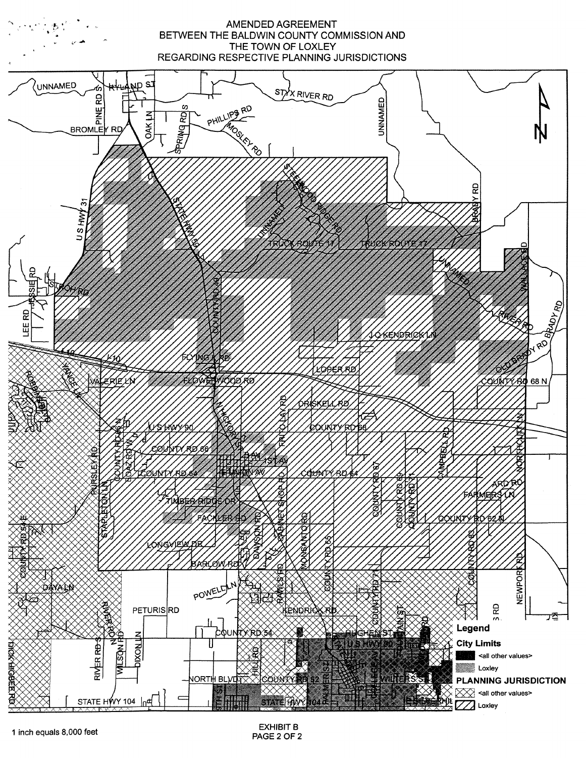# AMENDED AGREEMENT BETWEEN THE BALDWIN COUNTY COMMISSION AND THE TOWN OF LOXLEY REGARDING RESPECTIVE PLANNING JURISDICTIONS

UNNAMED
RYLAND ST
PINE RD S
BROMLEY RD
OAK LN
SPRING RD S
PHILLIPS RD
MOSLEY RD
STYX RIVER RD
UNNAMED
STEELWOOD RIDGE RD
UNNAMED
TRUCK ROUTE 17
TRUCK ROUTE 17
BRADY RD
US HWY 31
STATE HWY 59
COUNTY RD 49
UNNAMED
WALLACE RD
RIVER RD
BRADY RD
OLD BRADY RD
JESSIE RD
STROH RD
LEE RD
J Q KENDRICK LN
I-10
I-10
FLYING K RD
LOPER RD
VANCE LN
ROBINWOOD
VALERIE LN
FLOWERWOOD RD
COUNTY RD 68 N
DRISKELL RD
N HICKORY ST
FRITO LAY RD
US HWY 90
COUNTY RD 68
NORHCUTT LN
COUNTY RD 66 N
COUNTY RD 66
BOAZ RD W
1ST AV
COUNTY RD 64
PURSLEY RD
COUNTY RD 64
CAMPBELL RD
ARD RD
FARMERS LN
STAPLETON LN
TIMBER RIDGE DR
CABINET SHOP RD
COUNTY RD 67
COUNTY RD 69
COUNTY RD 71
FACKLER RD
DAWSON RD
MONSANTO RD
COUNTY RD 62 N
COUNTY RD 54 E
LONGVIEW DR
BARLOW RD
COUNTY RD 65
COUNTY RD 83
NEWPORT RD
DAYA LN
POWELL LN
RAWLS RD
PETURIS RD
RIVER RD N
KENDRICK RD
COUNTY RD 73
FAIRGROUND
COUNTY RD 54
HUGHES ST
US HWY 90
RIVER RD S
WILSON RD
DIXON LN
HILL RD
DICK HIGBEE RD
NORTH BLVD
COUNTY RD 82
PALMER ST
WILTERS ST
STATE HWY 104
STATE HWY 104

**Legend**

**City Limits**

<all other values>

Loxley

**PLANNING JURISDICTION**

<all other values>

Loxley

1 inch equals 8,000 feet

EXHIBIT B
PAGE 2 OF 2